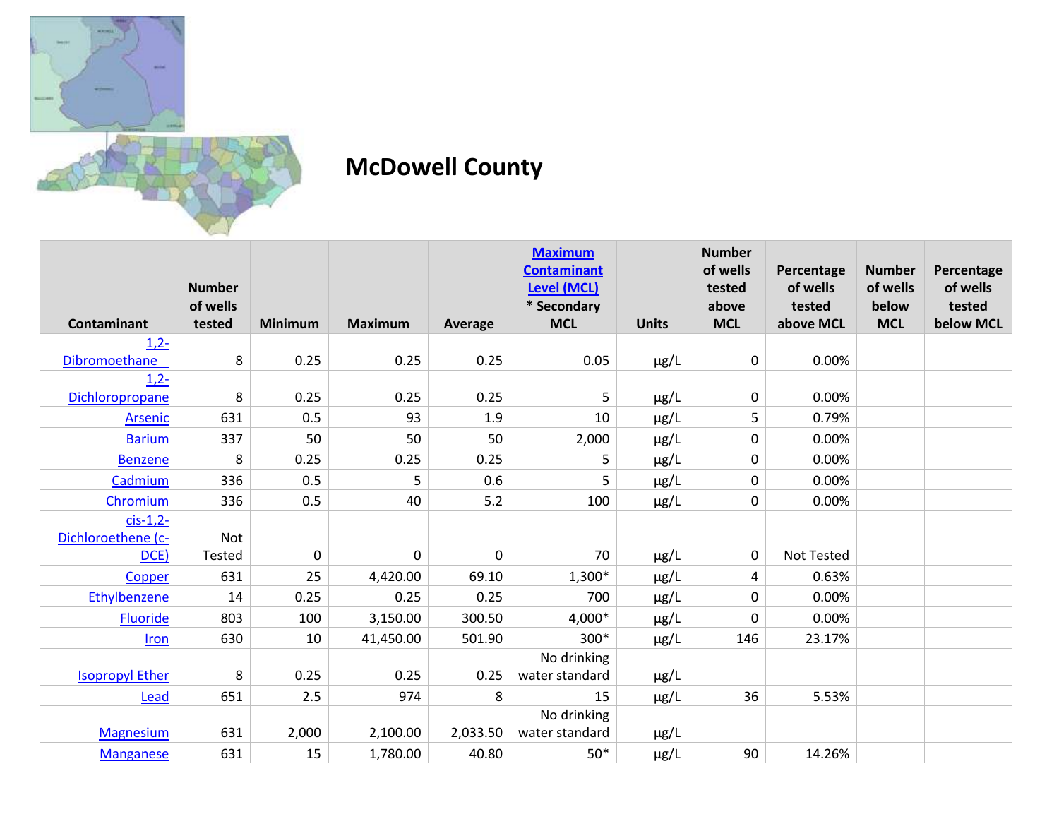# McDowell County

| Contaminant | Number of wells tested | Minimum | Maximum | Average | Maximum Contaminant Level (MCL) * Secondary MCL | Units | Number of wells tested above MCL | Percentage of wells tested above MCL | Number of wells below MCL | Percentage of wells tested below MCL |
|---|---|---|---|---|---|---|---|---|---|---|
| 1,2-Dibromoethane | 8 | 0.25 | 0.25 | 0.25 | 0.05 | µg/L | 0 | 0.00% | | |
| 1,2-Dichloropropane | 8 | 0.25 | 0.25 | 0.25 | 5 | µg/L | 0 | 0.00% | | |
| Arsenic | 631 | 0.5 | 93 | 1.9 | 10 | µg/L | 5 | 0.79% | | |
| Barium | 337 | 50 | 50 | 50 | 2,000 | µg/L | 0 | 0.00% | | |
| Benzene | 8 | 0.25 | 0.25 | 0.25 | 5 | µg/L | 0 | 0.00% | | |
| Cadmium | 336 | 0.5 | 5 | 0.6 | 5 | µg/L | 0 | 0.00% | | |
| Chromium | 336 | 0.5 | 40 | 5.2 | 100 | µg/L | 0 | 0.00% | | |
| cis-1,2-Dichloroethene (c-DCE) | Not Tested | 0 | 0 | 0 | 70 | µg/L | 0 | Not Tested | | |
| Copper | 631 | 25 | 4,420.00 | 69.10 | 1,300* | µg/L | 4 | 0.63% | | |
| Ethylbenzene | 14 | 0.25 | 0.25 | 0.25 | 700 | µg/L | 0 | 0.00% | | |
| Fluoride | 803 | 100 | 3,150.00 | 300.50 | 4,000* | µg/L | 0 | 0.00% | | |
| Iron | 630 | 10 | 41,450.00 | 501.90 | 300* | µg/L | 146 | 23.17% | | |
| Isopropyl Ether | 8 | 0.25 | 0.25 | 0.25 | No drinking water standard | µg/L | | | | |
| Lead | 651 | 2.5 | 974 | 8 | 15 | µg/L | 36 | 5.53% | | |
| Magnesium | 631 | 2,000 | 2,100.00 | 2,033.50 | No drinking water standard | µg/L | | | | |
| Manganese | 631 | 15 | 1,780.00 | 40.80 | 50* | µg/L | 90 | 14.26% | | |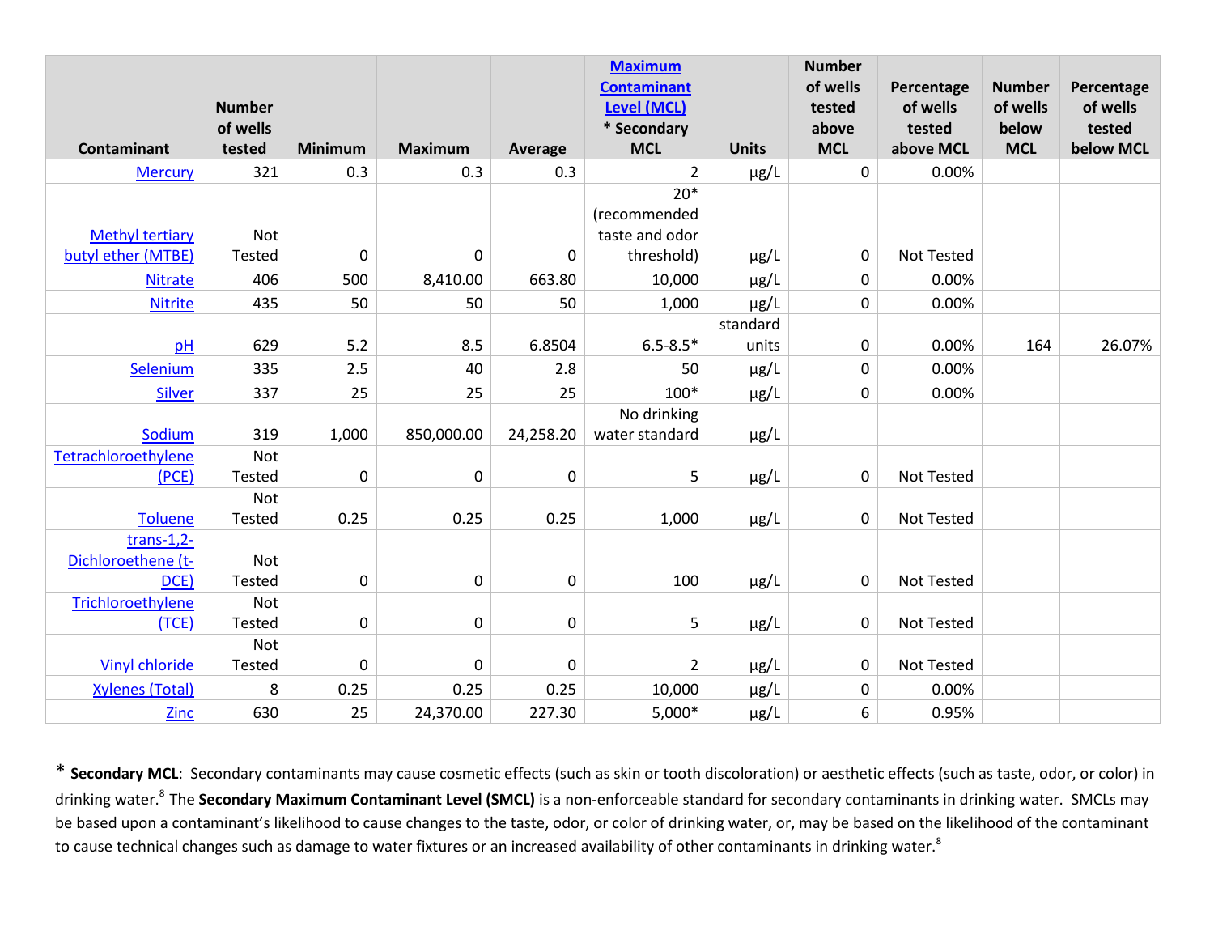| Contaminant | Number of wells tested | Minimum | Maximum | Average | Maximum Contaminant Level (MCL) * Secondary MCL | Units | Number of wells tested above MCL | Percentage of wells tested above MCL | Number of wells below MCL | Percentage of wells tested below MCL |
|---|---|---|---|---|---|---|---|---|---|---|
| Mercury | 321 | 0.3 | 0.3 | 0.3 | 2 | µg/L | 0 | 0.00% | | |
| Methyl tertiary butyl ether (MTBE) | Not Tested | 0 | 0 | 0 | 20* (recommended taste and odor threshold) | µg/L | 0 | Not Tested | | |
| Nitrate | 406 | 500 | 8,410.00 | 663.80 | 10,000 | µg/L | 0 | 0.00% | | |
| Nitrite | 435 | 50 | 50 | 50 | 1,000 | µg/L | 0 | 0.00% | | |
| pH | 629 | 5.2 | 8.5 | 6.8504 | 6.5-8.5* | standard units | 0 | 0.00% | 164 | 26.07% |
| Selenium | 335 | 2.5 | 40 | 2.8 | 50 | µg/L | 0 | 0.00% | | |
| Silver | 337 | 25 | 25 | 25 | 100* | µg/L | 0 | 0.00% | | |
| Sodium | 319 | 1,000 | 850,000.00 | 24,258.20 | No drinking water standard | µg/L | | | | |
| Tetrachloroethylene (PCE) | Not Tested | 0 | 0 | 0 | 5 | µg/L | 0 | Not Tested | | |
| Toluene | Not Tested | 0.25 | 0.25 | 0.25 | 1,000 | µg/L | 0 | Not Tested | | |
| trans-1,2-Dichloroethene (t-DCE) | Not Tested | 0 | 0 | 0 | 100 | µg/L | 0 | Not Tested | | |
| Trichloroethylene (TCE) | Not Tested | 0 | 0 | 0 | 5 | µg/L | 0 | Not Tested | | |
| Vinyl chloride | Not Tested | 0 | 0 | 0 | 2 | µg/L | 0 | Not Tested | | |
| Xylenes (Total) | 8 | 0.25 | 0.25 | 0.25 | 10,000 | µg/L | 0 | 0.00% | | |
| Zinc | 630 | 25 | 24,370.00 | 227.30 | 5,000* | µg/L | 6 | 0.95% | | |

* **Secondary MCL**: Secondary contaminants may cause cosmetic effects (such as skin or tooth discoloration) or aesthetic effects (such as taste, odor, or color) in drinking water.[8] The **Secondary Maximum Contaminant Level (SMCL)** is a non-enforceable standard for secondary contaminants in drinking water. SMCLs may be based upon a contaminant's likelihood to cause changes to the taste, odor, or color of drinking water, or, may be based on the likelihood of the contaminant to cause technical changes such as damage to water fixtures or an increased availability of other contaminants in drinking water.[8]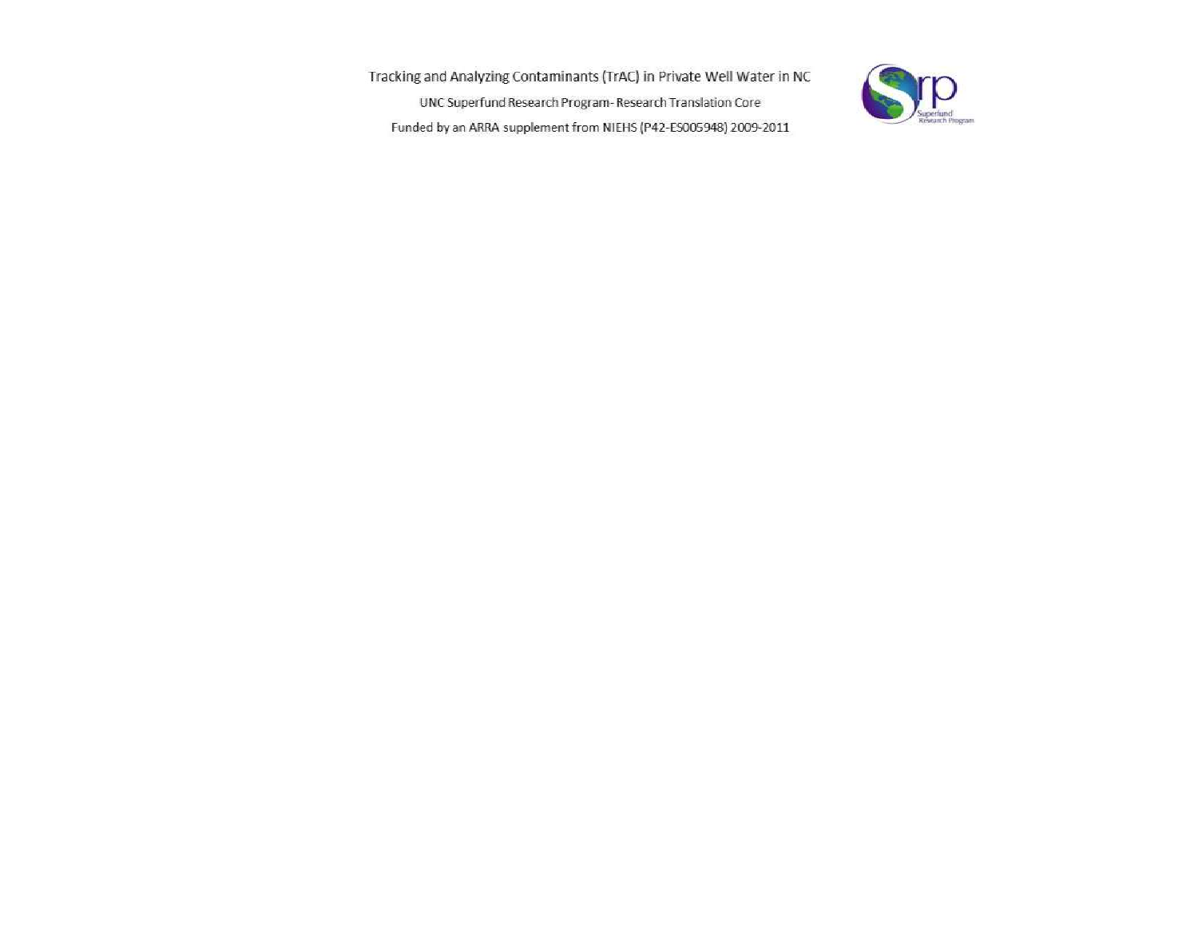Tracking and Analyzing Contaminants (TrAC) in Private Well Water in NC

UNC Superfund Research Program- Research Translation Core

Funded by an ARRA supplement from NIEHS (P42-ES005948) 2009-2011